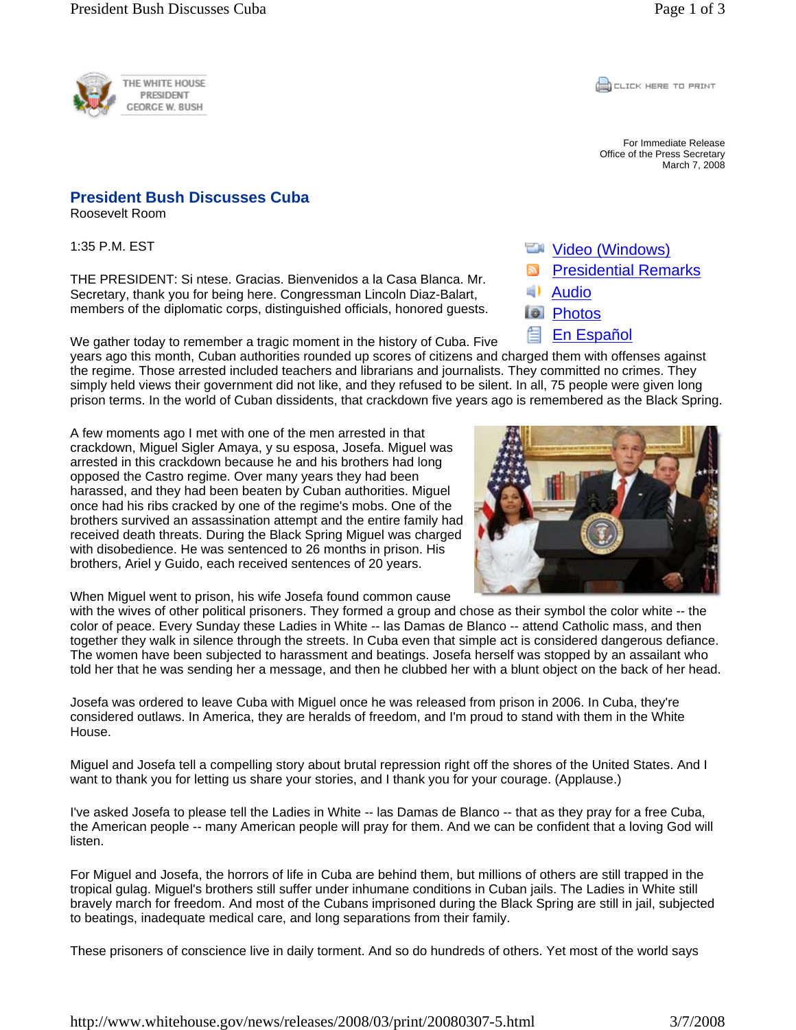For Immediate Release
Office of the Press Secretary
March 7, 2008

# President Bush Discusses Cuba

Roosevelt Room

1:35 P.M. EST

- Video (Windows)
- Presidential Remarks
- Audio
- Photos
- En Español

THE PRESIDENT: Si ntese. Gracias. Bienvenidos a la Casa Blanca. Mr. Secretary, thank you for being here. Congressman Lincoln Diaz-Balart, members of the diplomatic corps, distinguished officials, honored guests.

We gather today to remember a tragic moment in the history of Cuba. Five years ago this month, Cuban authorities rounded up scores of citizens and charged them with offenses against the regime. Those arrested included teachers and librarians and journalists. They committed no crimes. They simply held views their government did not like, and they refused to be silent. In all, 75 people were given long prison terms. In the world of Cuban dissidents, that crackdown five years ago is remembered as the Black Spring.

A few moments ago I met with one of the men arrested in that crackdown, Miguel Sigler Amaya, y su esposa, Josefa. Miguel was arrested in this crackdown because he and his brothers had long opposed the Castro regime. Over many years they had been harassed, and they had been beaten by Cuban authorities. Miguel once had his ribs cracked by one of the regime's mobs. One of the brothers survived an assassination attempt and the entire family had received death threats. During the Black Spring Miguel was charged with disobedience. He was sentenced to 26 months in prison. His brothers, Ariel y Guido, each received sentences of 20 years.

When Miguel went to prison, his wife Josefa found common cause with the wives of other political prisoners. They formed a group and chose as their symbol the color white -- the color of peace. Every Sunday these Ladies in White -- las Damas de Blanco -- attend Catholic mass, and then together they walk in silence through the streets. In Cuba even that simple act is considered dangerous defiance. The women have been subjected to harassment and beatings. Josefa herself was stopped by an assailant who told her that he was sending her a message, and then he clubbed her with a blunt object on the back of her head.

Josefa was ordered to leave Cuba with Miguel once he was released from prison in 2006. In Cuba, they're considered outlaws. In America, they are heralds of freedom, and I'm proud to stand with them in the White House.

Miguel and Josefa tell a compelling story about brutal repression right off the shores of the United States. And I want to thank you for letting us share your stories, and I thank you for your courage. (Applause.)

I've asked Josefa to please tell the Ladies in White -- las Damas de Blanco -- that as they pray for a free Cuba, the American people -- many American people will pray for them. And we can be confident that a loving God will listen.

For Miguel and Josefa, the horrors of life in Cuba are behind them, but millions of others are still trapped in the tropical gulag. Miguel's brothers still suffer under inhumane conditions in Cuban jails. The Ladies in White still bravely march for freedom. And most of the Cubans imprisoned during the Black Spring are still in jail, subjected to beatings, inadequate medical care, and long separations from their family.

These prisoners of conscience live in daily torment. And so do hundreds of others. Yet most of the world says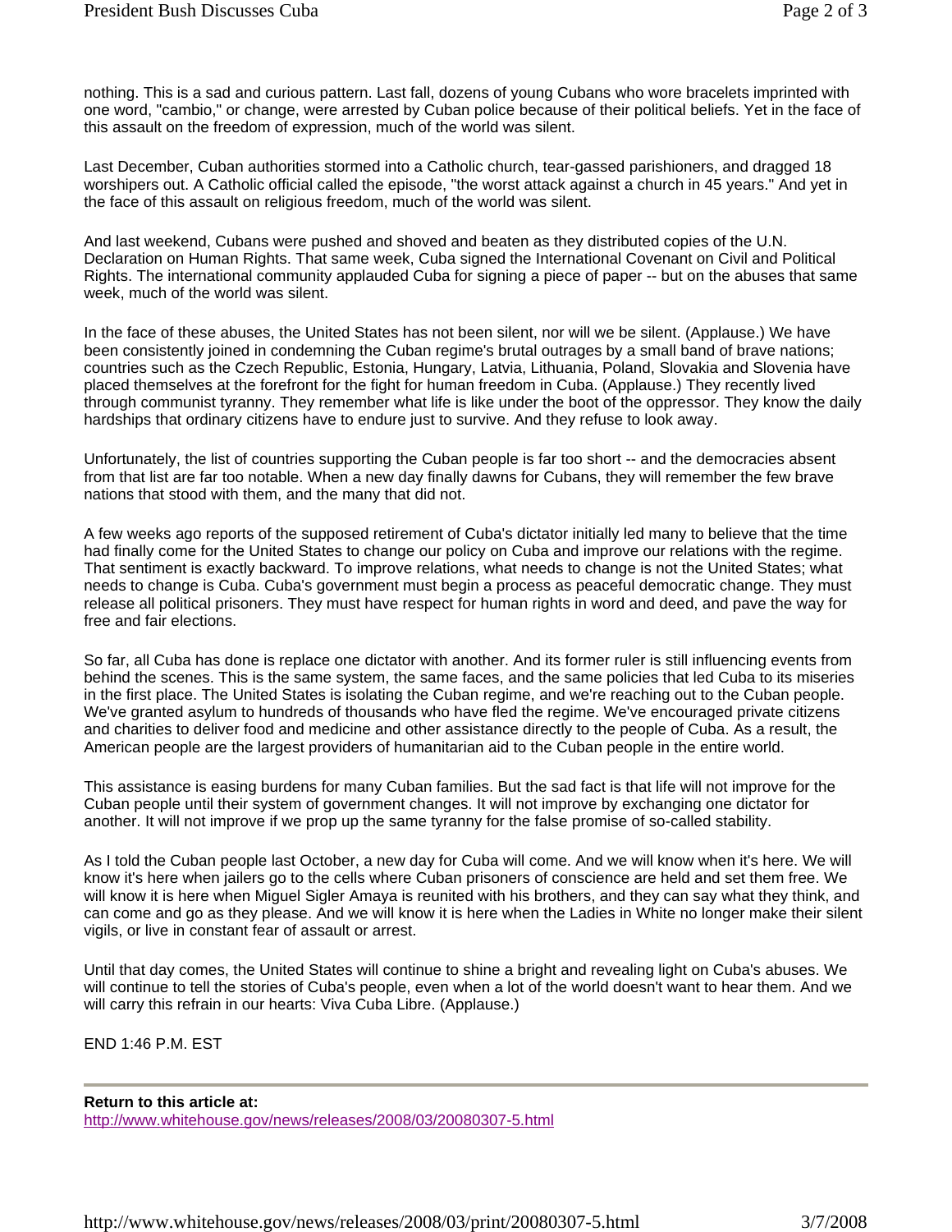nothing. This is a sad and curious pattern. Last fall, dozens of young Cubans who wore bracelets imprinted with one word, "cambio," or change, were arrested by Cuban police because of their political beliefs. Yet in the face of this assault on the freedom of expression, much of the world was silent.

Last December, Cuban authorities stormed into a Catholic church, tear-gassed parishioners, and dragged 18 worshipers out. A Catholic official called the episode, "the worst attack against a church in 45 years." And yet in the face of this assault on religious freedom, much of the world was silent.

And last weekend, Cubans were pushed and shoved and beaten as they distributed copies of the U.N. Declaration on Human Rights. That same week, Cuba signed the International Covenant on Civil and Political Rights. The international community applauded Cuba for signing a piece of paper -- but on the abuses that same week, much of the world was silent.

In the face of these abuses, the United States has not been silent, nor will we be silent. (Applause.) We have been consistently joined in condemning the Cuban regime's brutal outrages by a small band of brave nations; countries such as the Czech Republic, Estonia, Hungary, Latvia, Lithuania, Poland, Slovakia and Slovenia have placed themselves at the forefront for the fight for human freedom in Cuba. (Applause.) They recently lived through communist tyranny. They remember what life is like under the boot of the oppressor. They know the daily hardships that ordinary citizens have to endure just to survive. And they refuse to look away.

Unfortunately, the list of countries supporting the Cuban people is far too short -- and the democracies absent from that list are far too notable. When a new day finally dawns for Cubans, they will remember the few brave nations that stood with them, and the many that did not.

A few weeks ago reports of the supposed retirement of Cuba's dictator initially led many to believe that the time had finally come for the United States to change our policy on Cuba and improve our relations with the regime. That sentiment is exactly backward. To improve relations, what needs to change is not the United States; what needs to change is Cuba. Cuba's government must begin a process as peaceful democratic change. They must release all political prisoners. They must have respect for human rights in word and deed, and pave the way for free and fair elections.

So far, all Cuba has done is replace one dictator with another. And its former ruler is still influencing events from behind the scenes. This is the same system, the same faces, and the same policies that led Cuba to its miseries in the first place. The United States is isolating the Cuban regime, and we're reaching out to the Cuban people. We've granted asylum to hundreds of thousands who have fled the regime. We've encouraged private citizens and charities to deliver food and medicine and other assistance directly to the people of Cuba. As a result, the American people are the largest providers of humanitarian aid to the Cuban people in the entire world.

This assistance is easing burdens for many Cuban families. But the sad fact is that life will not improve for the Cuban people until their system of government changes. It will not improve by exchanging one dictator for another. It will not improve if we prop up the same tyranny for the false promise of so-called stability.

As I told the Cuban people last October, a new day for Cuba will come. And we will know when it's here. We will know it's here when jailers go to the cells where Cuban prisoners of conscience are held and set them free. We will know it is here when Miguel Sigler Amaya is reunited with his brothers, and they can say what they think, and can come and go as they please. And we will know it is here when the Ladies in White no longer make their silent vigils, or live in constant fear of assault or arrest.

Until that day comes, the United States will continue to shine a bright and revealing light on Cuba's abuses. We will continue to tell the stories of Cuba's people, even when a lot of the world doesn't want to hear them. And we will carry this refrain in our hearts: Viva Cuba Libre. (Applause.)

END 1:46 P.M. EST

---

**Return to this article at:**
http://www.whitehouse.gov/news/releases/2008/03/20080307-5.html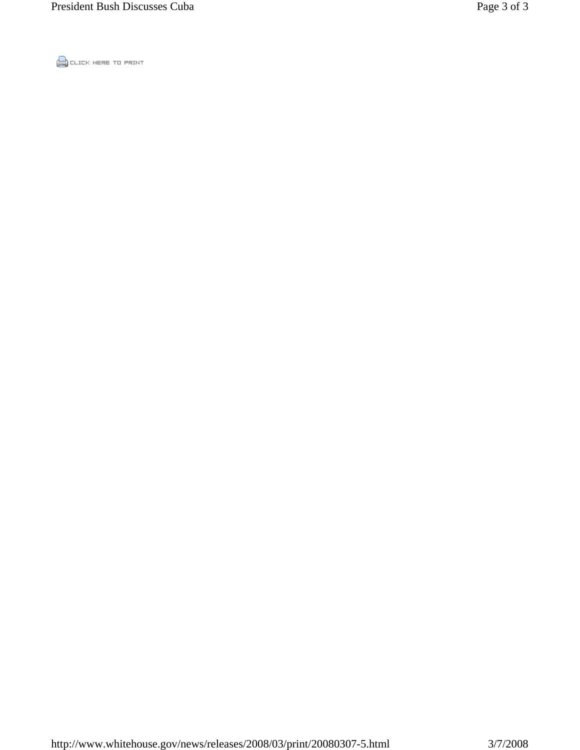CLICK HERE TO PRINT